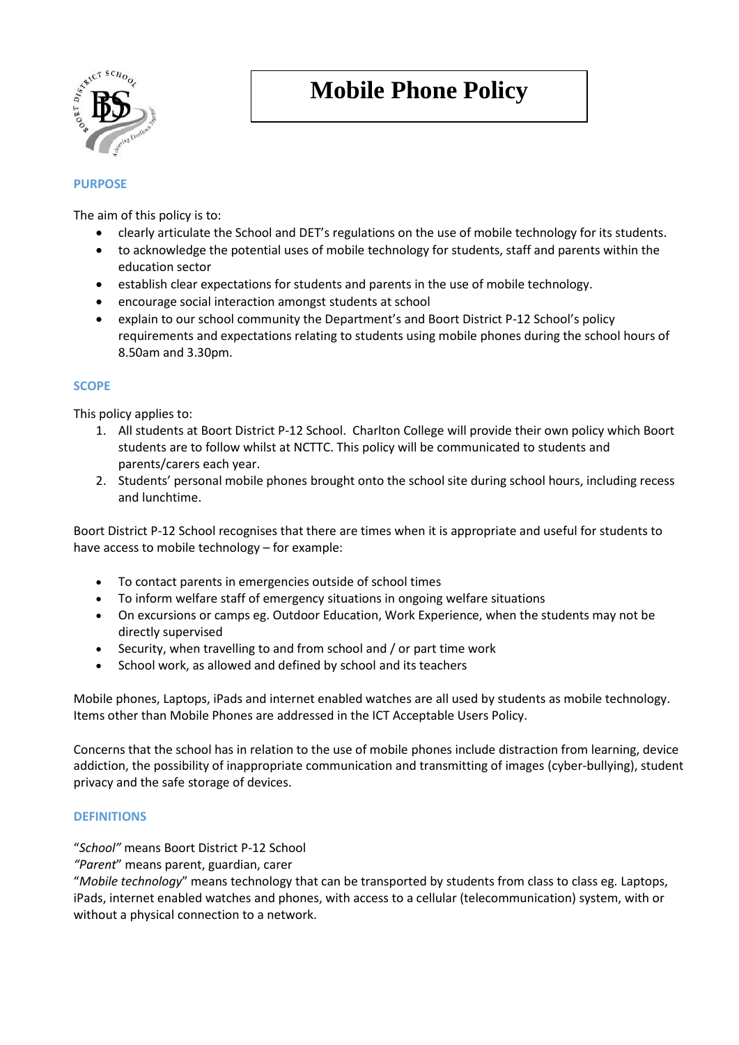# Mobile Phone Policy

## PURPOSE

The aim of this policy is to:

- clearly articulate the School and DET's regulations on the use of mobile technology for its students.
- to acknowledge the potential uses of mobile technology for students, staff and parents within the education sector
- establish clear expectations for students and parents in the use of mobile technology.
- encourage social interaction amongst students at school
- explain to our school community the Department's and Boort District P-12 School's policy requirements and expectations relating to students using mobile phones during the school hours of 8.50am and 3.30pm.

## SCOPE

This policy applies to:

1. All students at Boort District P-12 School. Charlton College will provide their own policy which Boort students are to follow whilst at NCTTC. This policy will be communicated to students and parents/carers each year.
2. Students' personal mobile phones brought onto the school site during school hours, including recess and lunchtime.

Boort District P-12 School recognises that there are times when it is appropriate and useful for students to have access to mobile technology – for example:

- To contact parents in emergencies outside of school times
- To inform welfare staff of emergency situations in ongoing welfare situations
- On excursions or camps eg. Outdoor Education, Work Experience, when the students may not be directly supervised
- Security, when travelling to and from school and / or part time work
- School work, as allowed and defined by school and its teachers

Mobile phones, Laptops, iPads and internet enabled watches are all used by students as mobile technology. Items other than Mobile Phones are addressed in the ICT Acceptable Users Policy.

Concerns that the school has in relation to the use of mobile phones include distraction from learning, device addiction, the possibility of inappropriate communication and transmitting of images (cyber-bullying), student privacy and the safe storage of devices.

## DEFINITIONS

"*School"* means Boort District P-12 School

*"Parent*" means parent, guardian, carer

"*Mobile technology*" means technology that can be transported by students from class to class eg. Laptops, iPads, internet enabled watches and phones, with access to a cellular (telecommunication) system, with or without a physical connection to a network.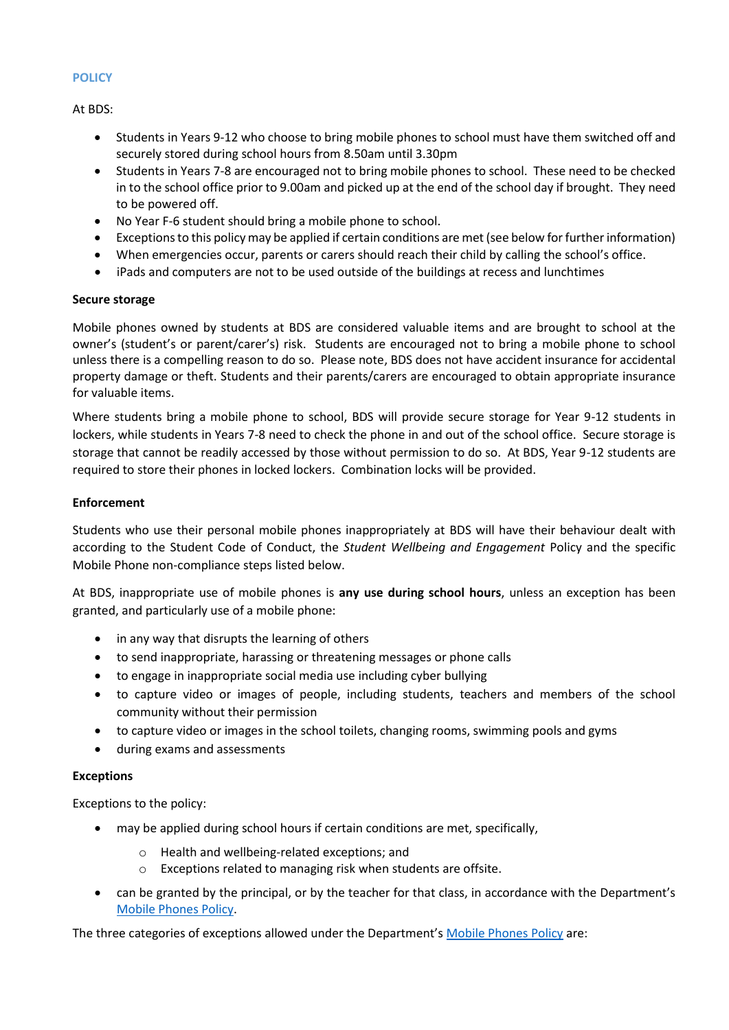## POLICY

At BDS:

- Students in Years 9-12 who choose to bring mobile phones to school must have them switched off and securely stored during school hours from 8.50am until 3.30pm
- Students in Years 7-8 are encouraged not to bring mobile phones to school. These need to be checked in to the school office prior to 9.00am and picked up at the end of the school day if brought. They need to be powered off.
- No Year F-6 student should bring a mobile phone to school.
- Exceptions to this policy may be applied if certain conditions are met (see below for further information)
- When emergencies occur, parents or carers should reach their child by calling the school's office.
- iPads and computers are not to be used outside of the buildings at recess and lunchtimes

**Secure storage**

Mobile phones owned by students at BDS are considered valuable items and are brought to school at the owner's (student's or parent/carer's) risk. Students are encouraged not to bring a mobile phone to school unless there is a compelling reason to do so. Please note, BDS does not have accident insurance for accidental property damage or theft. Students and their parents/carers are encouraged to obtain appropriate insurance for valuable items.

Where students bring a mobile phone to school, BDS will provide secure storage for Year 9-12 students in lockers, while students in Years 7-8 need to check the phone in and out of the school office. Secure storage is storage that cannot be readily accessed by those without permission to do so. At BDS, Year 9-12 students are required to store their phones in locked lockers. Combination locks will be provided.

**Enforcement**

Students who use their personal mobile phones inappropriately at BDS will have their behaviour dealt with according to the Student Code of Conduct, the *Student Wellbeing and Engagement* Policy and the specific Mobile Phone non-compliance steps listed below.

At BDS, inappropriate use of mobile phones is **any use during school hours**, unless an exception has been granted, and particularly use of a mobile phone:

- in any way that disrupts the learning of others
- to send inappropriate, harassing or threatening messages or phone calls
- to engage in inappropriate social media use including cyber bullying
- to capture video or images of people, including students, teachers and members of the school community without their permission
- to capture video or images in the school toilets, changing rooms, swimming pools and gyms
- during exams and assessments

**Exceptions**

Exceptions to the policy:

- may be applied during school hours if certain conditions are met, specifically,
    - Health and wellbeing-related exceptions; and
    - Exceptions related to managing risk when students are offsite.
- can be granted by the principal, or by the teacher for that class, in accordance with the Department's Mobile Phones Policy.

The three categories of exceptions allowed under the Department's Mobile Phones Policy are: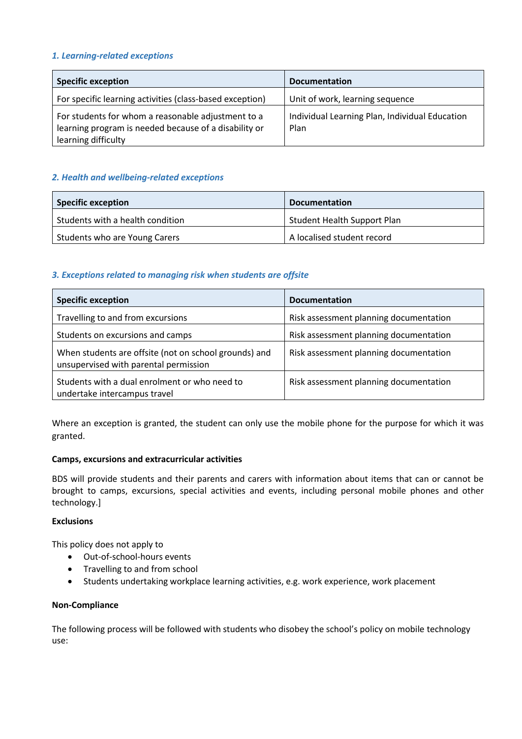### *1. Learning-related exceptions*

| Specific exception | Documentation |
|---|---|
| For specific learning activities (class-based exception) | Unit of work, learning sequence |
| For students for whom a reasonable adjustment to a learning program is needed because of a disability or learning difficulty | Individual Learning Plan, Individual Education Plan |

### *2. Health and wellbeing-related exceptions*

| Specific exception | Documentation |
|---|---|
| Students with a health condition | Student Health Support Plan |
| Students who are Young Carers | A localised student record |

### *3. Exceptions related to managing risk when students are offsite*

| Specific exception | Documentation |
|---|---|
| Travelling to and from excursions | Risk assessment planning documentation |
| Students on excursions and camps | Risk assessment planning documentation |
| When students are offsite (not on school grounds) and unsupervised with parental permission | Risk assessment planning documentation |
| Students with a dual enrolment or who need to undertake intercampus travel | Risk assessment planning documentation |

Where an exception is granted, the student can only use the mobile phone for the purpose for which it was granted.

**Camps, excursions and extracurricular activities**

BDS will provide students and their parents and carers with information about items that can or cannot be brought to camps, excursions, special activities and events, including personal mobile phones and other technology.]

**Exclusions**

This policy does not apply to

- Out-of-school-hours events
- Travelling to and from school
- Students undertaking workplace learning activities, e.g. work experience, work placement

**Non-Compliance**

The following process will be followed with students who disobey the school's policy on mobile technology use: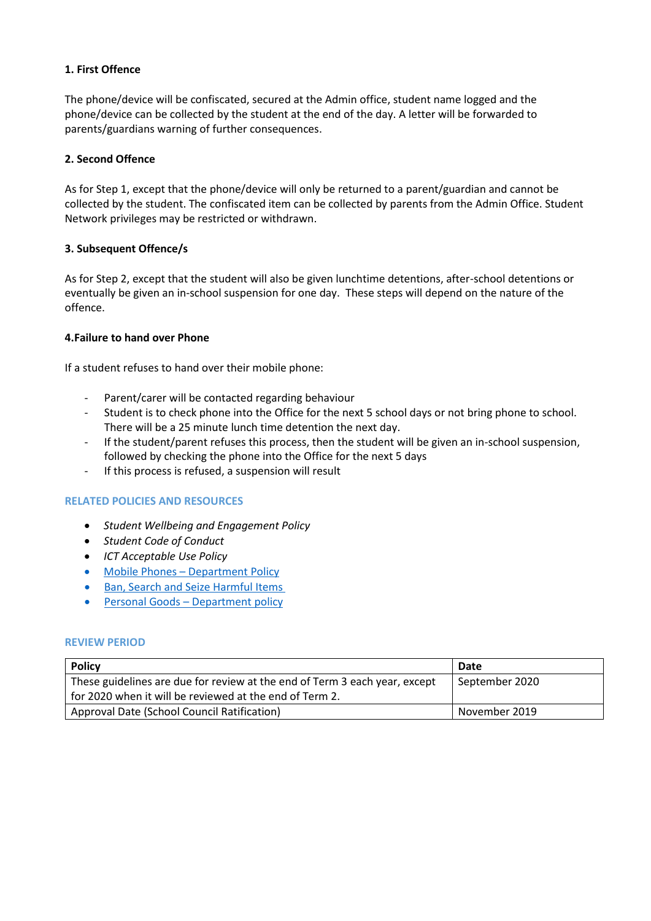**1. First Offence**

The phone/device will be confiscated, secured at the Admin office, student name logged and the phone/device can be collected by the student at the end of the day. A letter will be forwarded to parents/guardians warning of further consequences.

**2. Second Offence**

As for Step 1, except that the phone/device will only be returned to a parent/guardian and cannot be collected by the student. The confiscated item can be collected by parents from the Admin Office. Student Network privileges may be restricted or withdrawn.

**3. Subsequent Offence/s**

As for Step 2, except that the student will also be given lunchtime detentions, after-school detentions or eventually be given an in-school suspension for one day. These steps will depend on the nature of the offence.

**4.Failure to hand over Phone**

If a student refuses to hand over their mobile phone:

- Parent/carer will be contacted regarding behaviour
- Student is to check phone into the Office for the next 5 school days or not bring phone to school. There will be a 25 minute lunch time detention the next day.
- If the student/parent refuses this process, then the student will be given an in-school suspension, followed by checking the phone into the Office for the next 5 days
- If this process is refused, a suspension will result

## RELATED POLICIES AND RESOURCES

- *Student Wellbeing and Engagement Policy*
- *Student Code of Conduct*
- *ICT Acceptable Use Policy*
- Mobile Phones – Department Policy
- Ban, Search and Seize Harmful Items
- Personal Goods – Department policy

## REVIEW PERIOD

| Policy | Date |
|---|---|
| These guidelines are due for review at the end of Term 3 each year, except for 2020 when it will be reviewed at the end of Term 2. | September 2020 |
| Approval Date (School Council Ratification) | November 2019 |